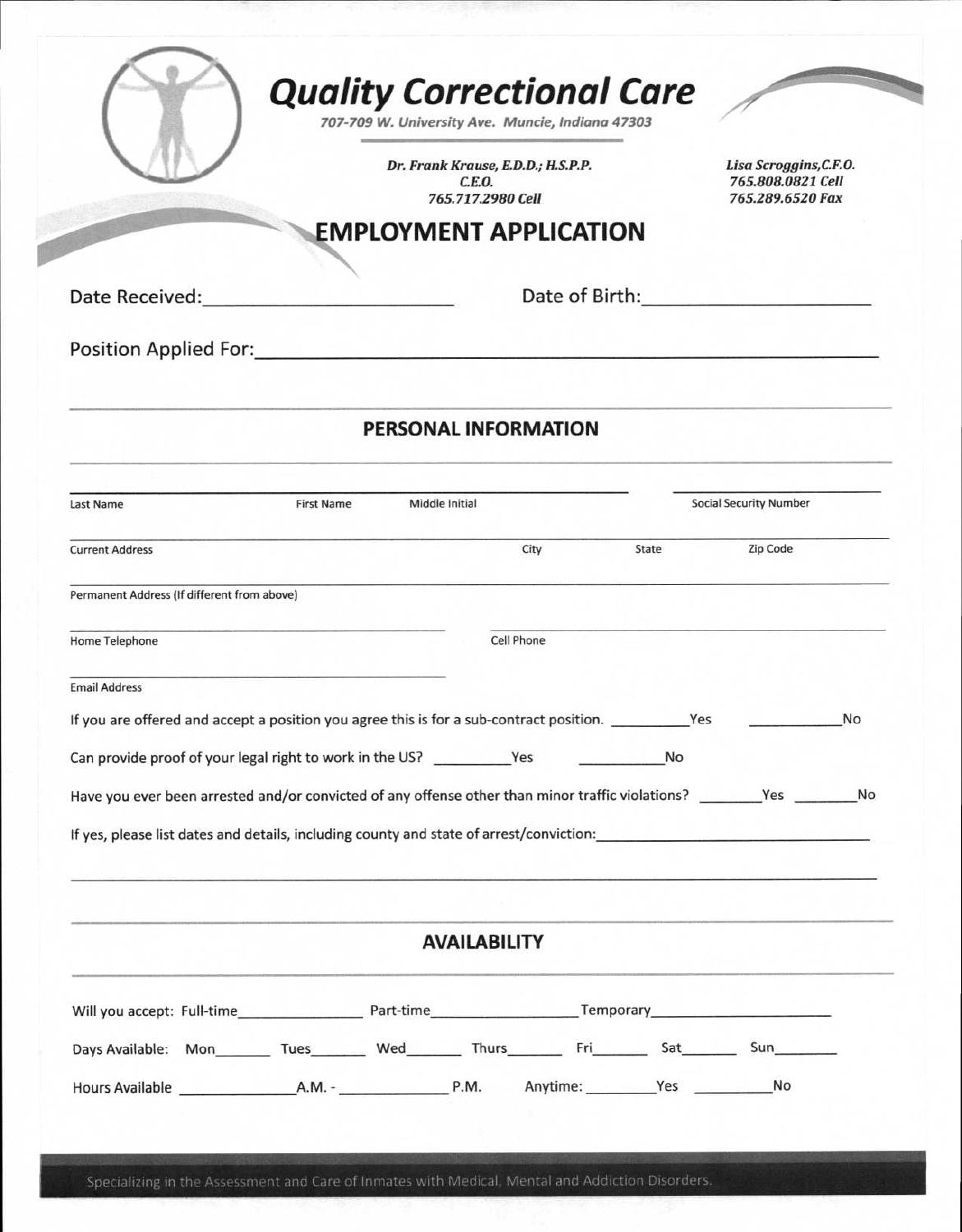# Quality Correctional Care

*707-709 W. University Ave. Muncie, Indiana 47303*

*Dr. Frank Krause, E.D.D.; H.S.P.P.*
*C.E.O.*
*765.717.2980 Cell*

*Lisa Scroggins, C.F.O.*
*765.808.0821 Cell*
*765.289.6520 Fax*

## EMPLOYMENT APPLICATION

Date Received:________________________ Date of Birth:____________________

Position Applied For:______________________________________________________

### PERSONAL INFORMATION

______________________________________________ ____________________
Last Name First Name Middle Initial Social Security Number

______________________________________________________________________
Current Address City State Zip Code

______________________________________________________________________
Permanent Address (If different from above)

______________________________ ______________________________
Home Telephone Cell Phone

______________________________
Email Address

If you are offered and accept a position you agree this is for a sub-contract position. _________Yes ___________No

Can provide proof of your legal right to work in the US? _________Yes ___________No

Have you ever been arrested and/or convicted of any offense other than minor traffic violations? ________Yes ________No

If yes, please list dates and details, including county and state of arrest/conviction:______________________________

______________________________________________________________________

### AVAILABILITY

Will you accept: Full-time_______________ Part-time_________________ Temporary_____________________

Days Available: Mon_______ Tues_______ Wed_______ Thurs_______ Fri_______ Sat_______ Sun_______

Hours Available ______________A.M. - _____________ P.M. Anytime: _________Yes _________No

Specializing in the Assessment and Care of Inmates with Medical, Mental and Addiction Disorders.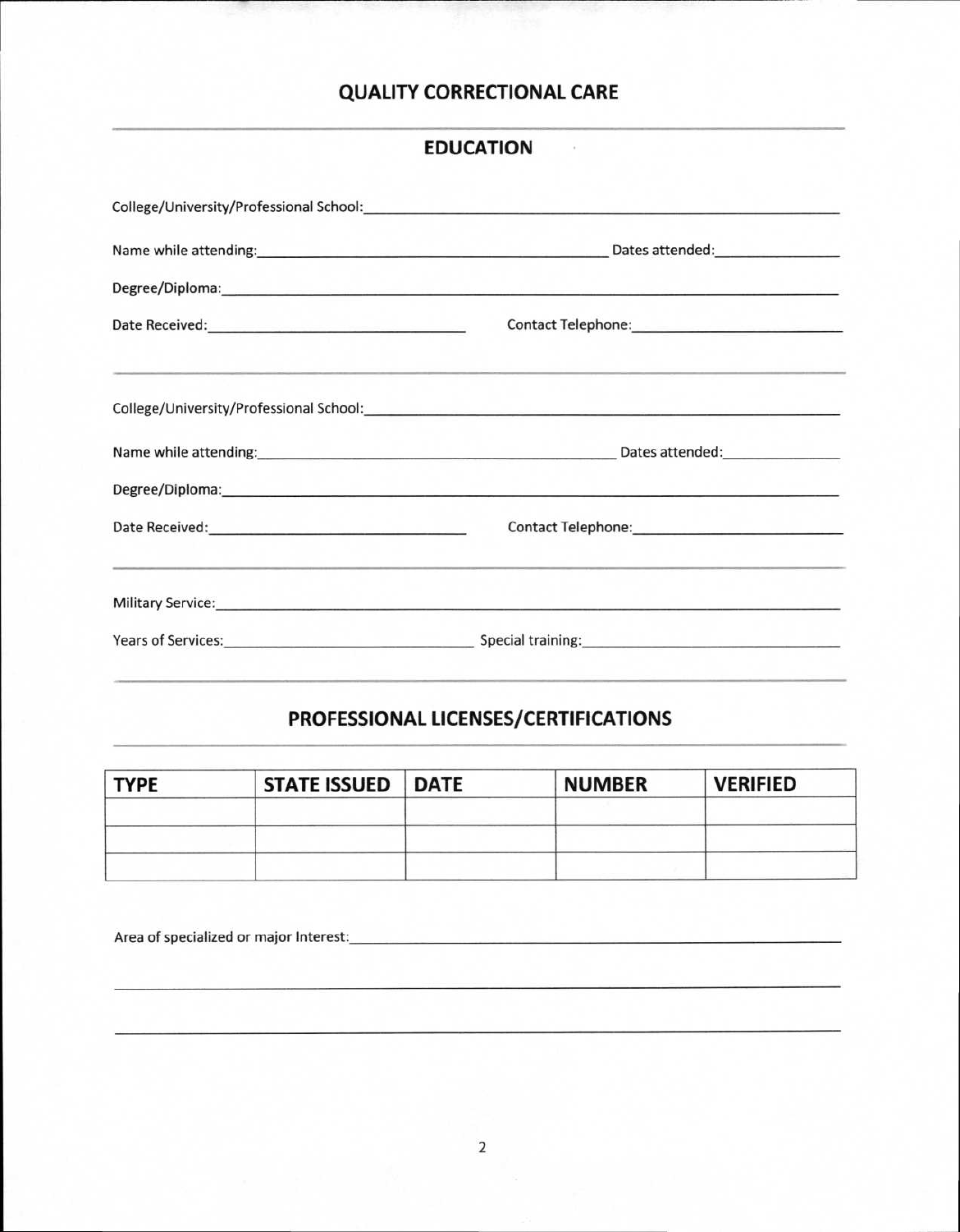# QUALITY CORRECTIONAL CARE

## EDUCATION

College/University/Professional School: ____________________

Name while attending: ____________________ Dates attended: ____________

Degree/Diploma: ____________________

Date Received: ____________________ Contact Telephone: ____________________

---

College/University/Professional School: ____________________

Name while attending: ____________________ Dates attended: ____________

Degree/Diploma: ____________________

Date Received: ____________________ Contact Telephone: ____________________

---

Military Service: ____________________

Years of Services: ____________________ Special training: ____________________

## PROFESSIONAL LICENSES/CERTIFICATIONS

| TYPE | STATE ISSUED | DATE | NUMBER | VERIFIED |
| --- | --- | --- | --- | --- |
| | | | | |
| | | | | |
| | | | | |

Area of specialized or major Interest: ____________________

____________________

____________________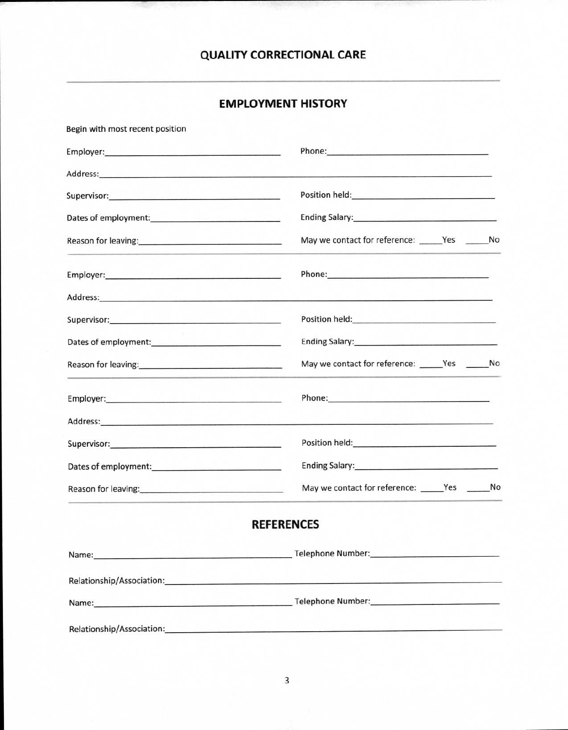# QUALITY CORRECTIONAL CARE

---

## EMPLOYMENT HISTORY

Begin with most recent position

Employer:______________________________ Phone:______________________________

Address:____________________________________________________________________

Supervisor:______________________________ Position held:______________________________

Dates of employment:______________________________ Ending Salary:______________________________

Reason for leaving:______________________________ May we contact for reference: _____Yes _____No

---

Employer:______________________________ Phone:______________________________

Address:____________________________________________________________________

Supervisor:______________________________ Position held:______________________________

Dates of employment:______________________________ Ending Salary:______________________________

Reason for leaving:______________________________ May we contact for reference: _____Yes _____No

---

Employer:______________________________ Phone:______________________________

Address:____________________________________________________________________

Supervisor:______________________________ Position held:______________________________

Dates of employment:______________________________ Ending Salary:______________________________

Reason for leaving:______________________________ May we contact for reference: _____Yes _____No

---

## REFERENCES

Name:______________________________ Telephone Number:______________________________

Relationship/Association:____________________________________________________________________

Name:______________________________ Telephone Number:______________________________

Relationship/Association:____________________________________________________________________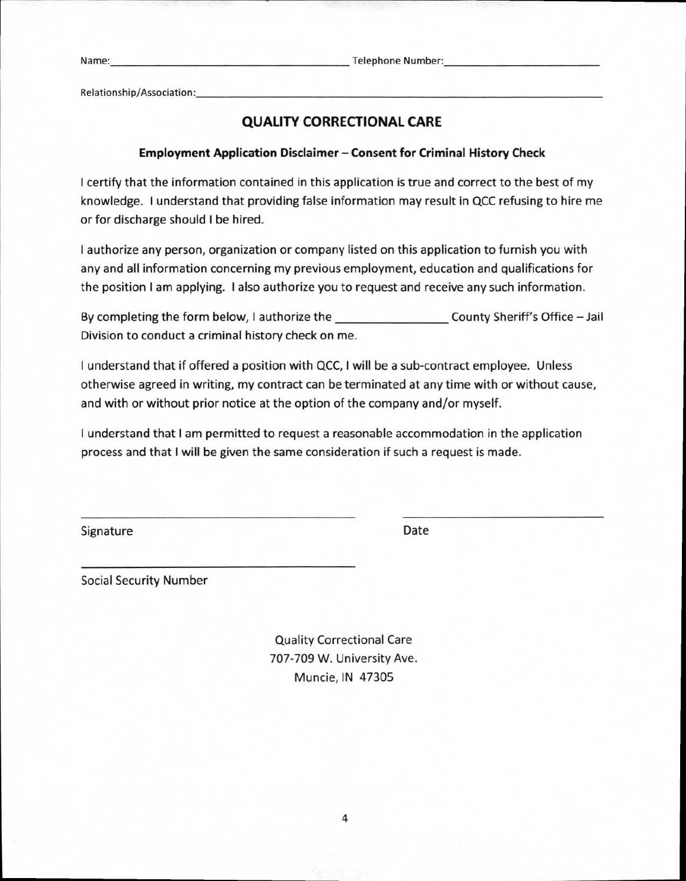Name:_______________________________________ Telephone Number:__________________________

Relationship/Association:________________________________________________________________

## QUALITY CORRECTIONAL CARE

### Employment Application Disclaimer – Consent for Criminal History Check

I certify that the information contained in this application is true and correct to the best of my knowledge. I understand that providing false information may result in QCC refusing to hire me or for discharge should I be hired.

I authorize any person, organization or company listed on this application to furnish you with any and all information concerning my previous employment, education and qualifications for the position I am applying. I also authorize you to request and receive any such information.

By completing the form below, I authorize the ________________ County Sheriff's Office – Jail Division to conduct a criminal history check on me.

I understand that if offered a position with QCC, I will be a sub-contract employee. Unless otherwise agreed in writing, my contract can be terminated at any time with or without cause, and with or without prior notice at the option of the company and/or myself.

I understand that I am permitted to request a reasonable accommodation in the application process and that I will be given the same consideration if such a request is made.

_______________________________________ ____________________________

Signature Date

_______________________________________

Social Security Number

Quality Correctional Care
707-709 W. University Ave.
Muncie, IN 47305